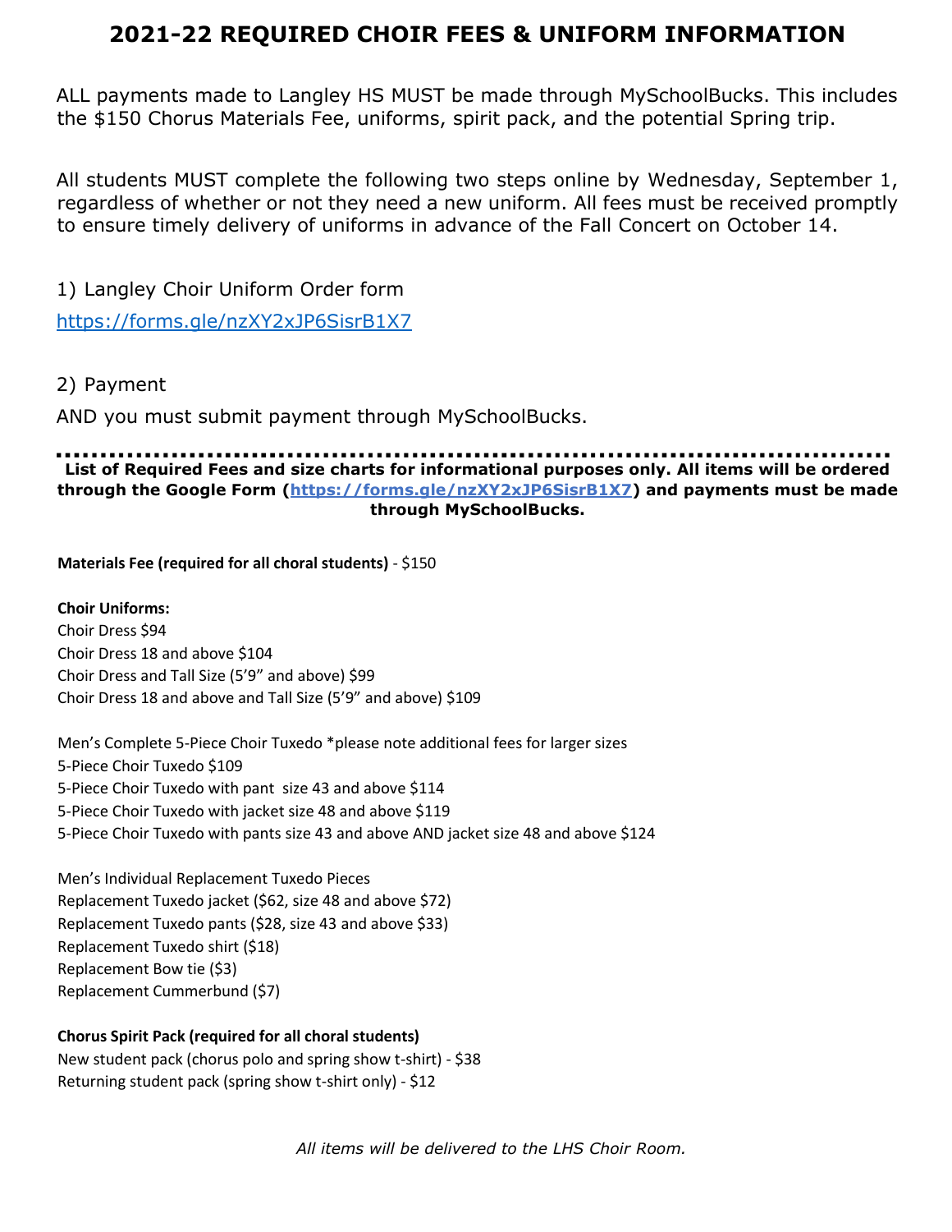# 2021-22 REQUIRED CHOIR FEES & UNIFORM INFORMATION

ALL payments made to Langley HS MUST be made through MySchoolBucks. This includes the $150 Chorus Materials Fee, uniforms, spirit pack, and the potential Spring trip.

All students MUST complete the following two steps online by Wednesday, September 1, regardless of whether or not they need a new uniform. All fees must be received promptly to ensure timely delivery of uniforms in advance of the Fall Concert on October 14.

1) Langley Choir Uniform Order form

https://forms.gle/nzXY2xJP6SisrB1X7

2) Payment

AND you must submit payment through MySchoolBucks.

---

**List of Required Fees and size charts for informational purposes only. All items will be ordered through the Google Form (https://forms.gle/nzXY2xJP6SisrB1X7) and payments must be made through MySchoolBucks.**

**Materials Fee (required for all choral students)** - $150

**Choir Uniforms:**

Choir Dress $94
Choir Dress 18 and above $104
Choir Dress and Tall Size (5'9" and above) $99
Choir Dress 18 and above and Tall Size (5'9" and above) $109

Men's Complete 5-Piece Choir Tuxedo *please note additional fees for larger sizes
5-Piece Choir Tuxedo $109
5-Piece Choir Tuxedo with pant size 43 and above $114
5-Piece Choir Tuxedo with jacket size 48 and above $119
5-Piece Choir Tuxedo with pants size 43 and above AND jacket size 48 and above $124

Men's Individual Replacement Tuxedo Pieces
Replacement Tuxedo jacket ($62, size 48 and above $72)
Replacement Tuxedo pants ($28, size 43 and above $33)
Replacement Tuxedo shirt ($18)
Replacement Bow tie ($3)
Replacement Cummerbund ($7)

**Chorus Spirit Pack (required for all choral students)**

New student pack (chorus polo and spring show t-shirt) - $38
Returning student pack (spring show t-shirt only) - $12

*All items will be delivered to the LHS Choir Room.*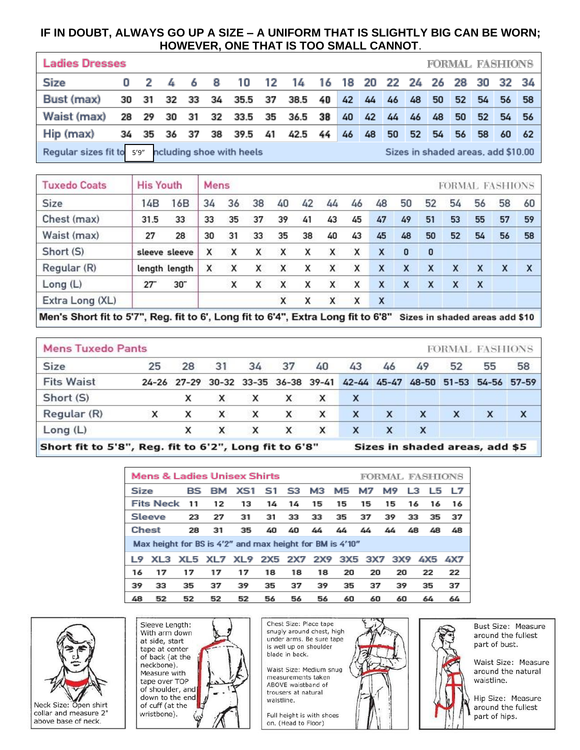**IF IN DOUBT, ALWAYS GO UP A SIZE – A UNIFORM THAT IS SLIGHTLY BIG CAN BE WORN; HOWEVER, ONE THAT IS TOO SMALL CANNOT.**

| Ladies Dresses | | | | | | | | | | | | | | | | | | FORMAL FASHIONS |
|---|---|---|---|---|---|---|---|---|---|---|---|---|---|---|---|---|---|---|
| Size | 0 | 2 | 4 | 6 | 8 | 10 | 12 | 14 | 16 | 18 | 20 | 22 | 24 | 26 | 28 | 30 | 32 | 34 |
| Bust (max) | 30 | 31 | 32 | 33 | 34 | 35.5 | 37 | 38.5 | 40 | 42 | 44 | 46 | 48 | 50 | 52 | 54 | 56 | 58 |
| Waist (max) | 28 | 29 | 30 | 31 | 32 | 33.5 | 35 | 36.5 | 38 | 40 | 42 | 44 | 46 | 48 | 50 | 52 | 54 | 56 |
| Hip (max) | 34 | 35 | 36 | 37 | 38 | 39.5 | 41 | 42.5 | 44 | 46 | 48 | 50 | 52 | 54 | 56 | 58 | 60 | 62 |

Regular sizes fit to 5'9" including shoe with heels — Sizes in shaded areas, add $10.00

| Tuxedo Coats | His Youth | | Mens | | | | | | | | | | | | | FORMAL FASHIONS |
|---|---|---|---|---|---|---|---|---|---|---|---|---|---|---|---|---|
| Size | 14B | 16B | 34 | 36 | 38 | 40 | 42 | 44 | 46 | 48 | 50 | 52 | 54 | 56 | 58 | 60 |
| Chest (max) | 31.5 | 33 | 33 | 35 | 37 | 39 | 41 | 43 | 45 | 47 | 49 | 51 | 53 | 55 | 57 | 59 |
| Waist (max) | 27 | 28 | 30 | 31 | 33 | 35 | 38 | 40 | 43 | 45 | 48 | 50 | 52 | 54 | 56 | 58 |
| Short (S) | sleeve | sleeve | X | X | X | X | X | X | X | X | 0 | 0 | | | | |
| Regular (R) | length | length | X | X | X | X | X | X | X | X | X | X | X | X | X | X |
| Long (L) | 27" | 30" | | X | X | X | X | X | X | X | X | X | X | X | | |
| Extra Long (XL) | | | | | | X | X | X | X | X | | | | | | |

**Men's Short fit to 5'7", Reg. fit to 6', Long fit to 6'4", Extra Long fit to 6'8"** — **Sizes in shaded areas add $10**

| Mens Tuxedo Pants | | | | | | | | | | | | FORMAL FASHIONS |
|---|---|---|---|---|---|---|---|---|---|---|---|---|
| Size | 25 | 28 | 31 | 34 | 37 | 40 | 43 | 46 | 49 | 52 | 55 | 58 |
| Fits Waist | 24-26 | 27-29 | 30-32 | 33-35 | 36-38 | 39-41 | 42-44 | 45-47 | 48-50 | 51-53 | 54-56 | 57-59 |
| Short (S) | | X | X | X | X | X | X | | | | | |
| Regular (R) | X | X | X | X | X | X | X | X | X | X | X | X |
| Long (L) | | X | X | X | X | X | X | X | X | | | |

**Short fit to 5'8", Reg. fit to 6'2", Long fit to 6'8"** — **Sizes in shaded areas, add $5**

| Mens & Ladies Unisex Shirts | | | | | | | | | | | | FORMAL FASHIONS |
|---|---|---|---|---|---|---|---|---|---|---|---|---|
| Size | BS | BM | XS1 | S1 | S3 | M3 | M5 | M7 | M9 | L3 | L5 | L7 |
| Fits Neck | 11 | 12 | 13 | 14 | 14 | 15 | 15 | 15 | 15 | 16 | 16 | 16 |
| Sleeve | 23 | 27 | 31 | 31 | 33 | 33 | 35 | 37 | 39 | 33 | 35 | 37 |
| Chest | 28 | 31 | 35 | 40 | 40 | 44 | 44 | 44 | 44 | 48 | 48 | 48 |

Max height for BS is 4'2" and max height for BM is 4'10"

| L9 | XL3 | XL5 | XL7 | XL9 | 2X5 | 2X7 | 2X9 | 3X5 | 3X7 | 3X9 | 4X5 | 4X7 |
|---|---|---|---|---|---|---|---|---|---|---|---|---|
| 16 | 17 | 17 | 17 | 17 | 18 | 18 | 18 | 20 | 20 | 20 | 22 | 22 |
| 39 | 33 | 35 | 37 | 39 | 35 | 37 | 39 | 35 | 37 | 39 | 35 | 37 |
| 48 | 52 | 52 | 52 | 52 | 56 | 56 | 56 | 60 | 60 | 60 | 64 | 64 |

Neck Size: Open shirt collar and measure 2" above base of neck.

Sleeve Length: With arm down at side, start tape at center of back (at the neckbone). Measure with tape over TOP of shoulder, and down to the end of cuff (at the wristbone).

Chest Size: Place tape snugly around chest, high under arms. Be sure tape is well up on shoulder blade in back.

Waist Size: Medium snug measurements taken ABOVE waistband of trousers at natural waistline.

Full height is with shoes on. (Head to Floor)

Bust Size: Measure around the fullest part of bust.

Waist Size: Measure around the natural waistline.

Hip Size: Measure around the fullest part of hips.